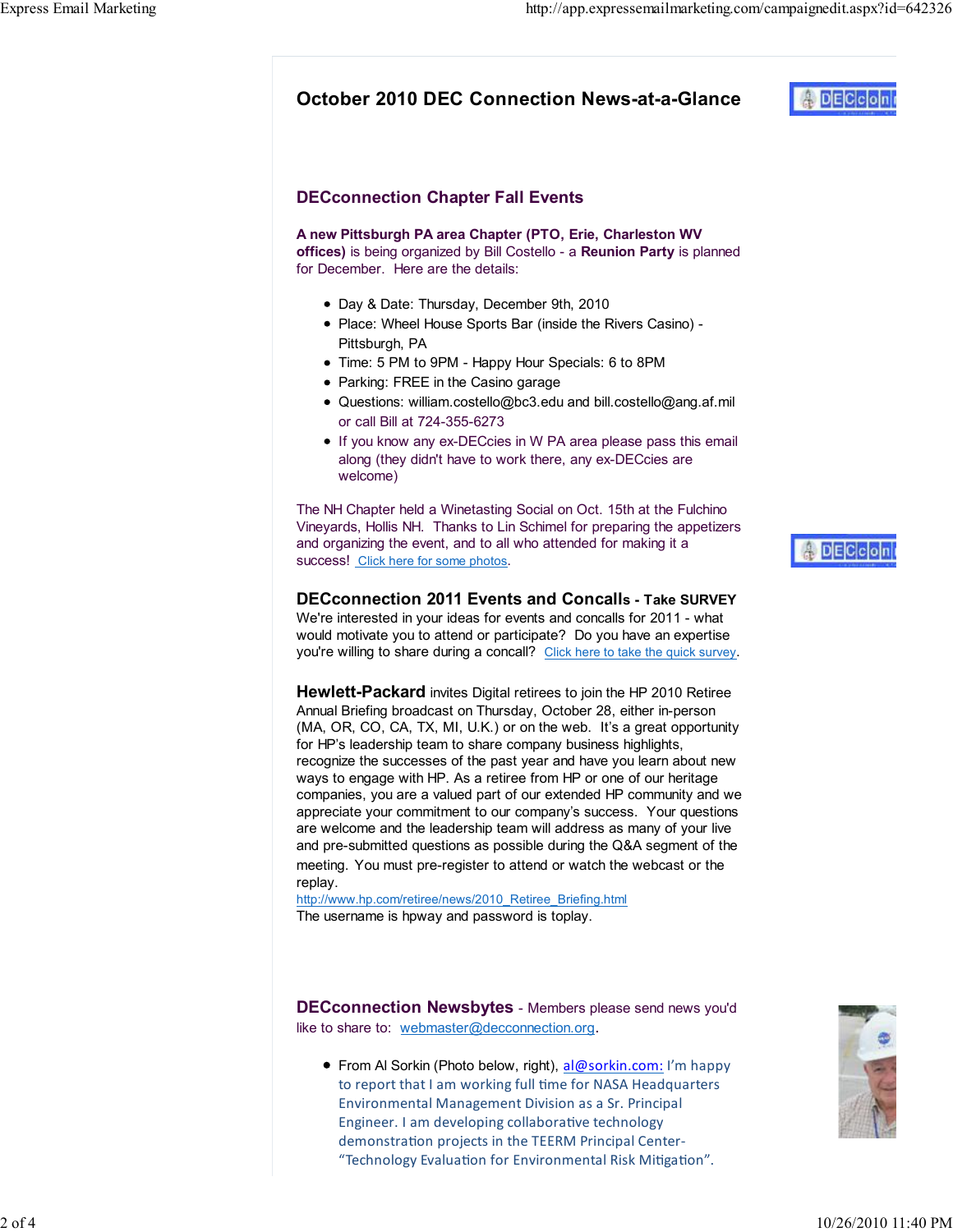# October 2010 DEC Connection News-at-a-Glance

## DECconnection Chapter Fall Events

**A new Pittsburgh PA area Chapter (PTO, Erie, Charleston WV offices)** is being organized by Bill Costello - a **Reunion Party** is planned for December. Here are the details:

- Day & Date: Thursday, December 9th, 2010
- Place: Wheel House Sports Bar (inside the Rivers Casino) - Pittsburgh, PA
- Time: 5 PM to 9PM - Happy Hour Specials: 6 to 8PM
- Parking: FREE in the Casino garage
- Questions: william.costello@bc3.edu and bill.costello@ang.af.mil or call Bill at 724-355-6273
- If you know any ex-DECcies in W PA area please pass this email along (they didn't have to work there, any ex-DECcies are welcome)

The NH Chapter held a Winetasting Social on Oct. 15th at the Fulchino Vineyards, Hollis NH. Thanks to Lin Schimel for preparing the appetizers and organizing the event, and to all who attended for making it a success! Click here for some photos.

## DECconnection 2011 Events and Concalls - Take SURVEY

We're interested in your ideas for events and concalls for 2011 - what would motivate you to attend or participate? Do you have an expertise you're willing to share during a concall? Click here to take the quick survey.

**Hewlett-Packard** invites Digital retirees to join the HP 2010 Retiree Annual Briefing broadcast on Thursday, October 28, either in-person (MA, OR, CO, CA, TX, MI, U.K.) or on the web. It's a great opportunity for HP's leadership team to share company business highlights, recognize the successes of the past year and have you learn about new ways to engage with HP. As a retiree from HP or one of our heritage companies, you are a valued part of our extended HP community and we appreciate your commitment to our company's success. Your questions are welcome and the leadership team will address as many of your live and pre-submitted questions as possible during the Q&A segment of the meeting. You must pre-register to attend or watch the webcast or the replay.
http://www.hp.com/retiree/news/2010_Retiree_Briefing.html
The username is hpway and password is toplay.

## DECconnection Newsbytes - Members please send news you'd like to share to: webmaster@decconnection.org.

- From Al Sorkin (Photo below, right), al@sorkin.com: I'm happy to report that I am working full time for NASA Headquarters Environmental Management Division as a Sr. Principal Engineer. I am developing collaborative technology demonstration projects in the TEERM Principal Center- "Technology Evaluation for Environmental Risk Mitigation".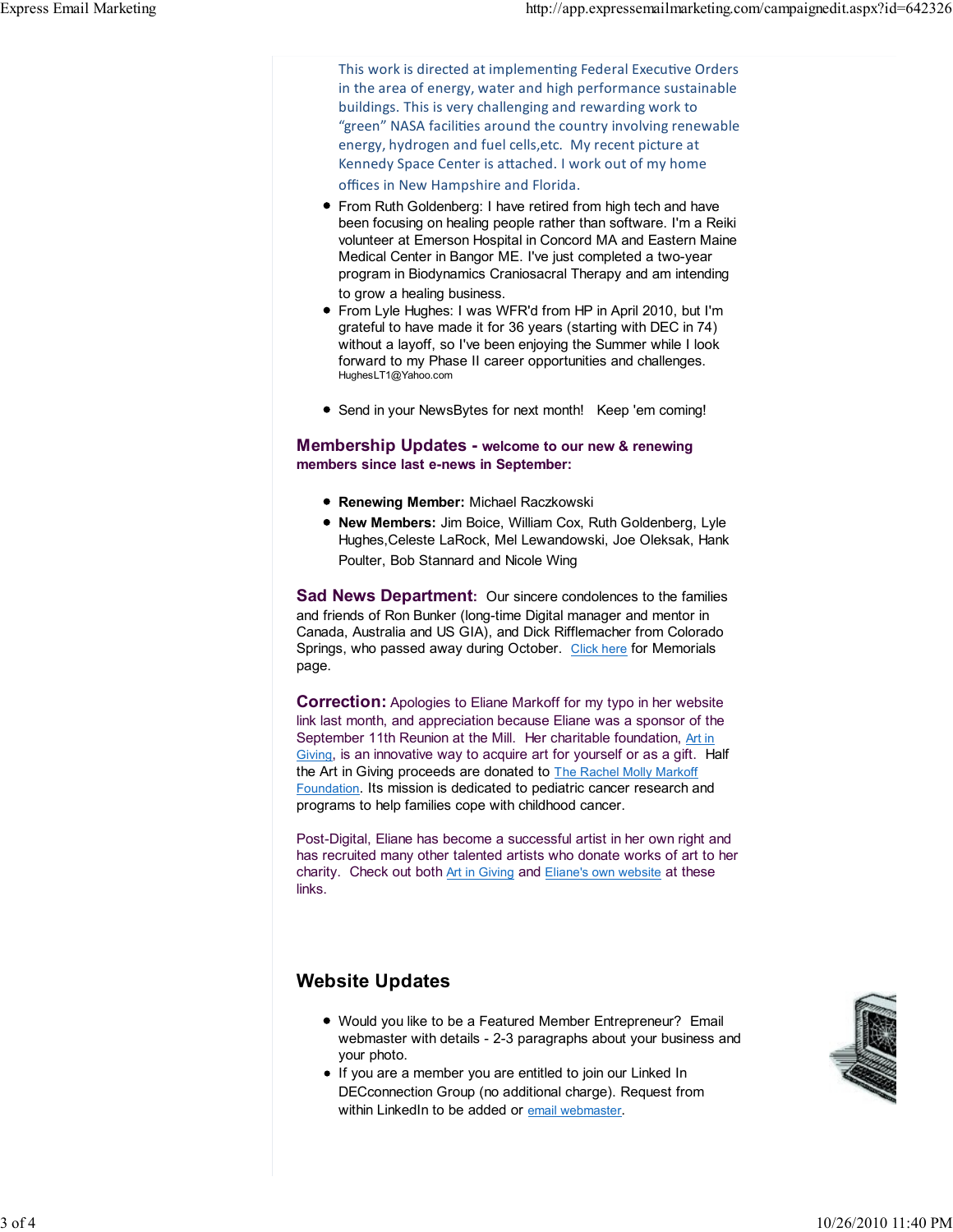This work is directed at implementing Federal Executive Orders in the area of energy, water and high performance sustainable buildings. This is very challenging and rewarding work to "green" NASA facilities around the country involving renewable energy, hydrogen and fuel cells,etc. My recent picture at Kennedy Space Center is attached. I work out of my home offices in New Hampshire and Florida.

- From Ruth Goldenberg: I have retired from high tech and have been focusing on healing people rather than software. I'm a Reiki volunteer at Emerson Hospital in Concord MA and Eastern Maine Medical Center in Bangor ME. I've just completed a two-year program in Biodynamics Craniosacral Therapy and am intending to grow a healing business.
- From Lyle Hughes: I was WFR'd from HP in April 2010, but I'm grateful to have made it for 36 years (starting with DEC in 74) without a layoff, so I've been enjoying the Summer while I look forward to my Phase II career opportunities and challenges. HughesLT1@Yahoo.com
- Send in your NewsBytes for next month! Keep 'em coming!

## Membership Updates - welcome to our new & renewing members since last e-news in September:

- **Renewing Member:** Michael Raczkowski
- **New Members:** Jim Boice, William Cox, Ruth Goldenberg, Lyle Hughes,Celeste LaRock, Mel Lewandowski, Joe Oleksak, Hank Poulter, Bob Stannard and Nicole Wing

**Sad News Department:** Our sincere condolences to the families and friends of Ron Bunker (long-time Digital manager and mentor in Canada, Australia and US GIA), and Dick Rifflemacher from Colorado Springs, who passed away during October. Click here for Memorials page.

**Correction:** Apologies to Eliane Markoff for my typo in her website link last month, and appreciation because Eliane was a sponsor of the September 11th Reunion at the Mill. Her charitable foundation, Art in Giving, is an innovative way to acquire art for yourself or as a gift. Half the Art in Giving proceeds are donated to The Rachel Molly Markoff Foundation. Its mission is dedicated to pediatric cancer research and programs to help families cope with childhood cancer.

Post-Digital, Eliane has become a successful artist in her own right and has recruited many other talented artists who donate works of art to her charity. Check out both Art in Giving and Eliane's own website at these links.

## Website Updates

- Would you like to be a Featured Member Entrepreneur? Email webmaster with details - 2-3 paragraphs about your business and your photo.
- If you are a member you are entitled to join our Linked In DECconnection Group (no additional charge). Request from within LinkedIn to be added or email webmaster.